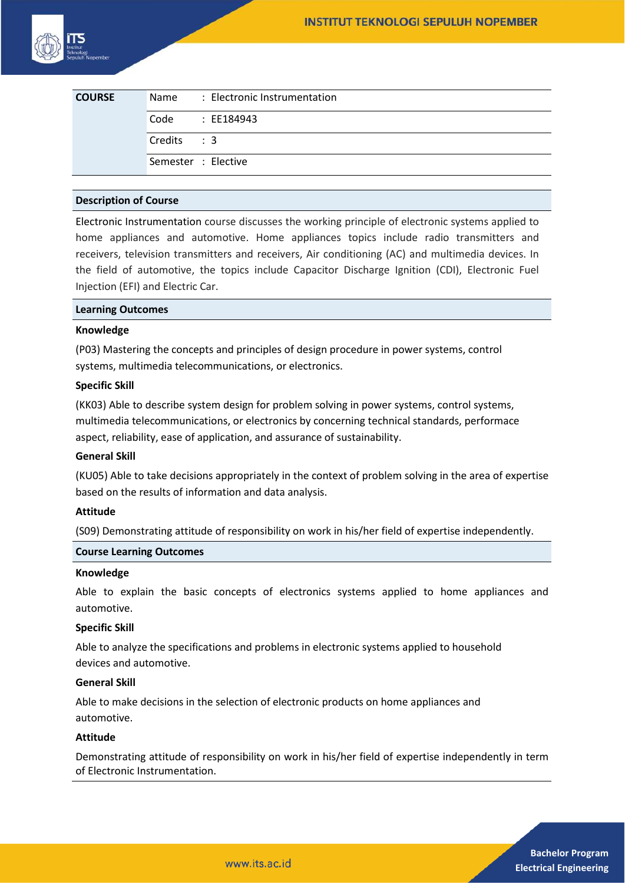| COURSE | | |
|---|---|---|
| | Name | : Electronic Instrumentation |
| | Code | : EE184943 |
| | Credits | : 3 |
| | Semester | : Elective |

## Description of Course

Electronic Instrumentation course discusses the working principle of electronic systems applied to home appliances and automotive. Home appliances topics include radio transmitters and receivers, television transmitters and receivers, Air conditioning (AC) and multimedia devices. In the field of automotive, the topics include Capacitor Discharge Ignition (CDI), Electronic Fuel Injection (EFI) and Electric Car.

## Learning Outcomes

**Knowledge**

(P03) Mastering the concepts and principles of design procedure in power systems, control systems, multimedia telecommunications, or electronics.

**Specific Skill**

(KK03) Able to describe system design for problem solving in power systems, control systems, multimedia telecommunications, or electronics by concerning technical standards, performace aspect, reliability, ease of application, and assurance of sustainability.

**General Skill**

(KU05) Able to take decisions appropriately in the context of problem solving in the area of expertise based on the results of information and data analysis.

**Attitude**

(S09) Demonstrating attitude of responsibility on work in his/her field of expertise independently.

## Course Learning Outcomes

**Knowledge**

Able to explain the basic concepts of electronics systems applied to home appliances and automotive.

**Specific Skill**

Able to analyze the specifications and problems in electronic systems applied to household devices and automotive.

**General Skill**

Able to make decisions in the selection of electronic products on home appliances and automotive.

**Attitude**

Demonstrating attitude of responsibility on work in his/her field of expertise independently in term of Electronic Instrumentation.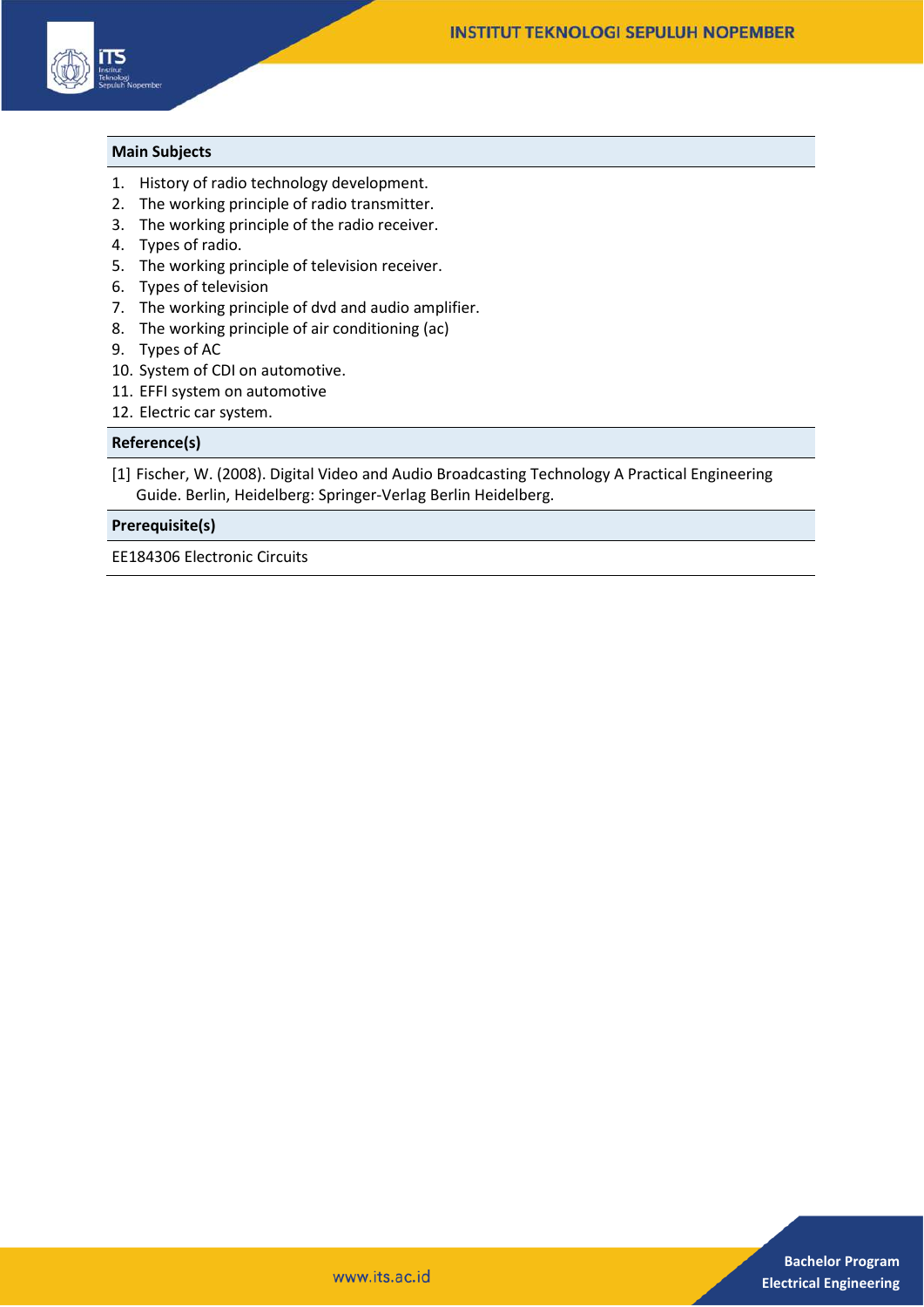**Main Subjects**

1. History of radio technology development.
2. The working principle of radio transmitter.
3. The working principle of the radio receiver.
4. Types of radio.
5. The working principle of television receiver.
6. Types of television
7. The working principle of dvd and audio amplifier.
8. The working principle of air conditioning (ac)
9. Types of AC
10. System of CDI on automotive.
11. EFFI system on automotive
12. Electric car system.

**Reference(s)**

[1] Fischer, W. (2008). Digital Video and Audio Broadcasting Technology A Practical Engineering Guide. Berlin, Heidelberg: Springer-Verlag Berlin Heidelberg.

**Prerequisite(s)**

EE184306 Electronic Circuits